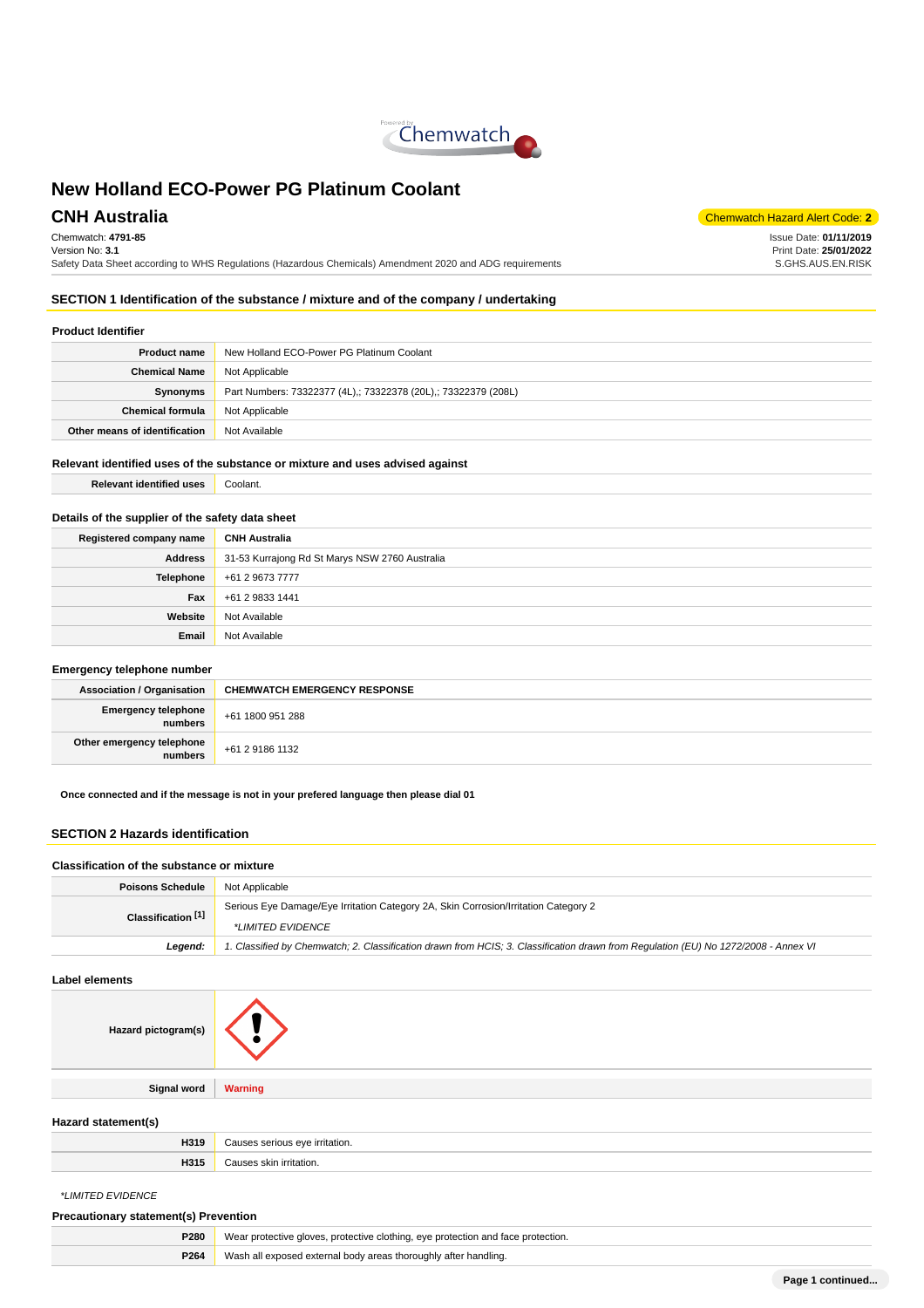# New Holland ECO-Power PG Platinum Coolant

## CNH Australia

Chemwatch Hazard Alert Code: **2**

Chemwatch: **4791-85**
Version No: **3.1**
Safety Data Sheet according to WHS Regulations (Hazardous Chemicals) Amendment 2020 and ADG requirements

Issue Date: **01/11/2019**
Print Date: **25/01/2022**
S.GHS.AUS.EN.RISK

## SECTION 1 Identification of the substance / mixture and of the company / undertaking

### Product Identifier

| | |
|---|---|
| **Product name** | New Holland ECO-Power PG Platinum Coolant |
| **Chemical Name** | Not Applicable |
| **Synonyms** | Part Numbers: 73322377 (4L),; 73322378 (20L),; 73322379 (208L) |
| **Chemical formula** | Not Applicable |
| **Other means of identification** | Not Available |

### Relevant identified uses of the substance or mixture and uses advised against

| | |
|---|---|
| **Relevant identified uses** | Coolant. |

### Details of the supplier of the safety data sheet

| | |
|---|---|
| **Registered company name** | **CNH Australia** |
| **Address** | 31-53 Kurrajong Rd St Marys NSW 2760 Australia |
| **Telephone** | +61 2 9673 7777 |
| **Fax** | +61 2 9833 1441 |
| **Website** | Not Available |
| **Email** | Not Available |

### Emergency telephone number

| | |
|---|---|
| **Association / Organisation** | **CHEMWATCH EMERGENCY RESPONSE** |
| **Emergency telephone numbers** | +61 1800 951 288 |
| **Other emergency telephone numbers** | +61 2 9186 1132 |

**Once connected and if the message is not in your prefered language then please dial 01**

## SECTION 2 Hazards identification

### Classification of the substance or mixture

| | |
|---|---|
| **Poisons Schedule** | Not Applicable |
| **Classification [1]** | Serious Eye Damage/Eye Irritation Category 2A, Skin Corrosion/Irritation Category 2<br>*LIMITED EVIDENCE |
| ***Legend:*** | *1. Classified by Chemwatch; 2. Classification drawn from HCIS; 3. Classification drawn from Regulation (EU) No 1272/2008 - Annex VI* |

### Label elements

| | |
|---|---|
| **Hazard pictogram(s)** | |
| **Signal word** | **Warning** |

### Hazard statement(s)

| | |
|---|---|
| **H319** | Causes serious eye irritation. |
| **H315** | Causes skin irritation. |

*LIMITED EVIDENCE

### Precautionary statement(s) Prevention

| | |
|---|---|
| **P280** | Wear protective gloves, protective clothing, eye protection and face protection. |
| **P264** | Wash all exposed external body areas thoroughly after handling. |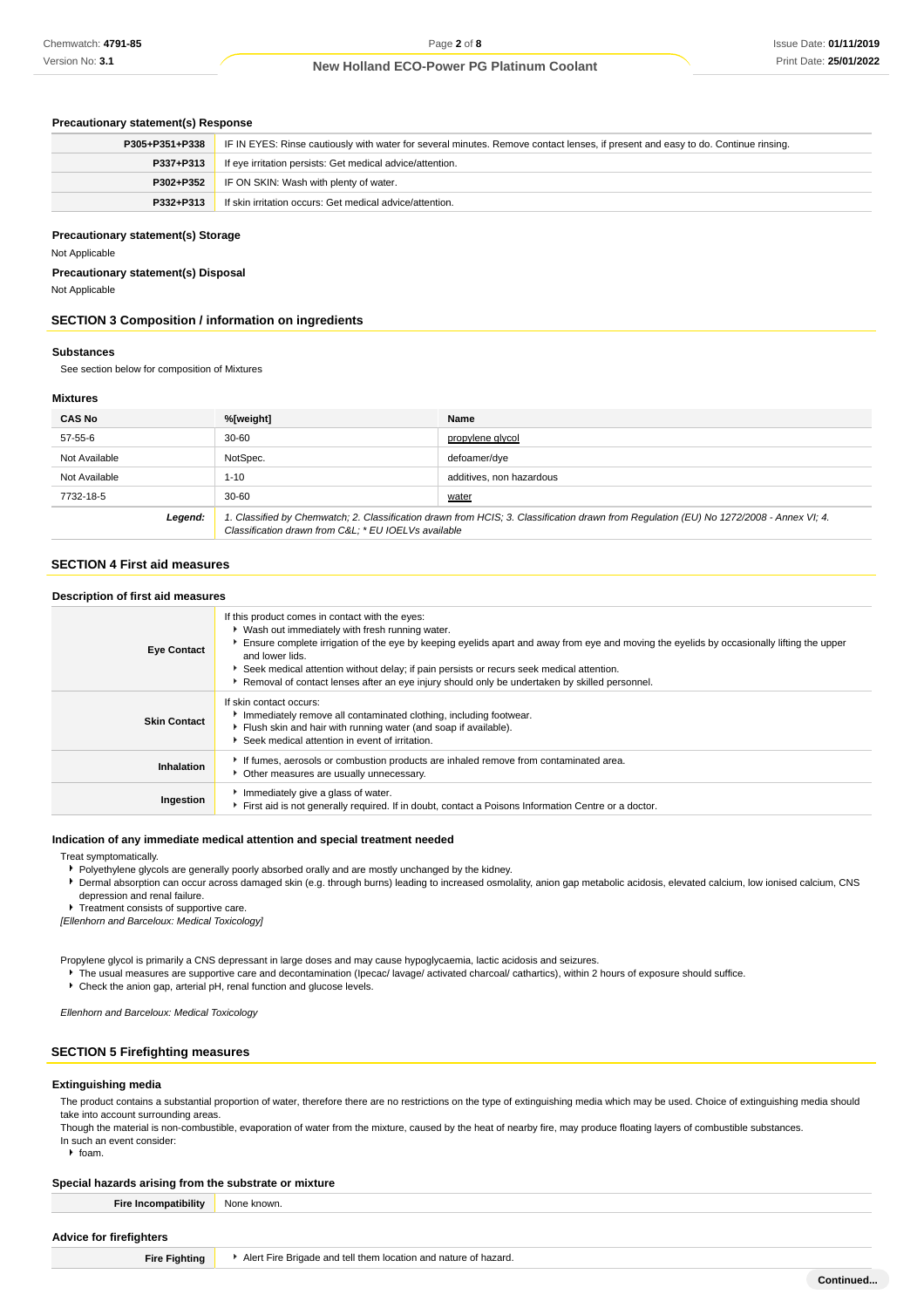### Precautionary statement(s) Response

| | |
|---|---|
| **P305+P351+P338** | IF IN EYES: Rinse cautiously with water for several minutes. Remove contact lenses, if present and easy to do. Continue rinsing. |
| **P337+P313** | If eye irritation persists: Get medical advice/attention. |
| **P302+P352** | IF ON SKIN: Wash with plenty of water. |
| **P332+P313** | If skin irritation occurs: Get medical advice/attention. |

### Precautionary statement(s) Storage

Not Applicable

### Precautionary statement(s) Disposal

Not Applicable

## SECTION 3 Composition / information on ingredients

### Substances

See section below for composition of Mixtures

### Mixtures

| CAS No | %[weight] | Name |
|---|---|---|
| 57-55-6 | 30-60 | propylene glycol |
| Not Available | NotSpec. | defoamer/dye |
| Not Available | 1-10 | additives, non hazardous |
| 7732-18-5 | 30-60 | water |
| ***Legend:*** | *1. Classified by Chemwatch; 2. Classification drawn from HCIS; 3. Classification drawn from Regulation (EU) No 1272/2008 - Annex VI; 4. Classification drawn from C&L; * EU IOELVs available* | |

## SECTION 4 First aid measures

### Description of first aid measures

| | |
|---|---|
| **Eye Contact** | If this product comes in contact with the eyes:<br>▸ Wash out immediately with fresh running water.<br>▸ Ensure complete irrigation of the eye by keeping eyelids apart and away from eye and moving the eyelids by occasionally lifting the upper and lower lids.<br>▸ Seek medical attention without delay; if pain persists or recurs seek medical attention.<br>▸ Removal of contact lenses after an eye injury should only be undertaken by skilled personnel. |
| **Skin Contact** | If skin contact occurs:<br>▸ Immediately remove all contaminated clothing, including footwear.<br>▸ Flush skin and hair with running water (and soap if available).<br>▸ Seek medical attention in event of irritation. |
| **Inhalation** | ▸ If fumes, aerosols or combustion products are inhaled remove from contaminated area.<br>▸ Other measures are usually unnecessary. |
| **Ingestion** | ▸ Immediately give a glass of water.<br>▸ First aid is not generally required. If in doubt, contact a Poisons Information Centre or a doctor. |

### Indication of any immediate medical attention and special treatment needed

Treat symptomatically.

- Polyethylene glycols are generally poorly absorbed orally and are mostly unchanged by the kidney.
- Dermal absorption can occur across damaged skin (e.g. through burns) leading to increased osmolality, anion gap metabolic acidosis, elevated calcium, low ionised calcium, CNS depression and renal failure.
- Treatment consists of supportive care.

*[Ellenhorn and Barceloux: Medical Toxicology]*

Propylene glycol is primarily a CNS depressant in large doses and may cause hypoglycaemia, lactic acidosis and seizures.

- The usual measures are supportive care and decontamination (Ipecac/ lavage/ activated charcoal/ cathartics), within 2 hours of exposure should suffice.
- Check the anion gap, arterial pH, renal function and glucose levels.

*Ellenhorn and Barceloux: Medical Toxicology*

## SECTION 5 Firefighting measures

### Extinguishing media

The product contains a substantial proportion of water, therefore there are no restrictions on the type of extinguishing media which may be used. Choice of extinguishing media should take into account surrounding areas.
Though the material is non-combustible, evaporation of water from the mixture, caused by the heat of nearby fire, may produce floating layers of combustible substances.
In such an event consider:

- foam.

### Special hazards arising from the substrate or mixture

| | |
|---|---|
| **Fire Incompatibility** | None known. |

### Advice for firefighters

| | |
|---|---|
| **Fire Fighting** | ▸ Alert Fire Brigade and tell them location and nature of hazard. |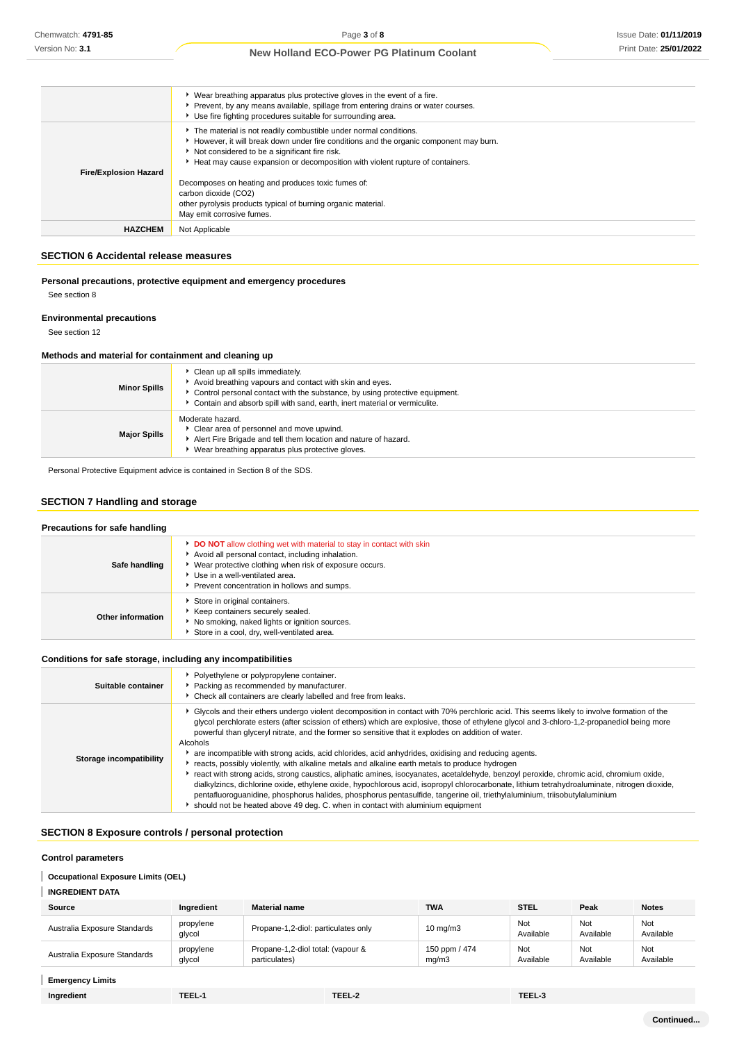| | |
|---|---|
| | - Wear breathing apparatus plus protective gloves in the event of a fire.<br>- Prevent, by any means available, spillage from entering drains or water courses.<br>- Use fire fighting procedures suitable for surrounding area. |
| **Fire/Explosion Hazard** | - The material is not readily combustible under normal conditions.<br>- However, it will break down under fire conditions and the organic component may burn.<br>- Not considered to be a significant fire risk.<br>- Heat may cause expansion or decomposition with violent rupture of containers.<br><br>Decomposes on heating and produces toxic fumes of:<br>carbon dioxide ($CO_2$)<br>other pyrolysis products typical of burning organic material.<br>May emit corrosive fumes. |
| **HAZCHEM** | Not Applicable |

## SECTION 6 Accidental release measures

### Personal precautions, protective equipment and emergency procedures

See section 8

### Environmental precautions

See section 12

### Methods and material for containment and cleaning up

| | |
|---|---|
| **Minor Spills** | - Clean up all spills immediately.<br>- Avoid breathing vapours and contact with skin and eyes.<br>- Control personal contact with the substance, by using protective equipment.<br>- Contain and absorb spill with sand, earth, inert material or vermiculite. |
| **Major Spills** | Moderate hazard.<br>- Clear area of personnel and move upwind.<br>- Alert Fire Brigade and tell them location and nature of hazard.<br>- Wear breathing apparatus plus protective gloves. |

Personal Protective Equipment advice is contained in Section 8 of the SDS.

## SECTION 7 Handling and storage

### Precautions for safe handling

| | |
|---|---|
| **Safe handling** | - **DO NOT** allow clothing wet with material to stay in contact with skin<br>- Avoid all personal contact, including inhalation.<br>- Wear protective clothing when risk of exposure occurs.<br>- Use in a well-ventilated area.<br>- Prevent concentration in hollows and sumps. |
| **Other information** | - Store in original containers.<br>- Keep containers securely sealed.<br>- No smoking, naked lights or ignition sources.<br>- Store in a cool, dry, well-ventilated area. |

### Conditions for safe storage, including any incompatibilities

| | |
|---|---|
| **Suitable container** | - Polyethylene or polypropylene container.<br>- Packing as recommended by manufacturer.<br>- Check all containers are clearly labelled and free from leaks. |
| **Storage incompatibility** | - Glycols and their ethers undergo violent decomposition in contact with 70% perchloric acid. This seems likely to involve formation of the glycol perchlorate esters (after scission of ethers) which are explosive, those of ethylene glycol and 3-chloro-1,2-propanediol being more powerful than glyceryl nitrate, and the former so sensitive that it explodes on addition of water.<br>Alcohols<br>- are incompatible with strong acids, acid chlorides, acid anhydrides, oxidising and reducing agents.<br>- reacts, possibly violently, with alkaline metals and alkaline earth metals to produce hydrogen<br>- react with strong acids, strong caustics, aliphatic amines, isocyanates, acetaldehyde, benzoyl peroxide, chromic acid, chromium oxide, dialkylzincs, dichlorine oxide, ethylene oxide, hypochlorous acid, isopropyl chlorocarbonate, lithium tetrahydroaluminate, nitrogen dioxide, pentafluoroguanidine, phosphorus halides, phosphorus pentasulfide, tangerine oil, triethylaluminium, triisobutylaluminium<br>- should not be heated above 49 deg. C. when in contact with aluminium equipment |

## SECTION 8 Exposure controls / personal protection

### Control parameters

**Occupational Exposure Limits (OEL)**

**INGREDIENT DATA**

| Source | Ingredient | Material name | TWA | STEL | Peak | Notes |
|---|---|---|---|---|---|---|
| Australia Exposure Standards | propylene glycol | Propane-1,2-diol: particulates only | 10 mg/m3 | Not Available | Not Available | Not Available |
| Australia Exposure Standards | propylene glycol | Propane-1,2-diol total: (vapour & particulates) | 150 ppm / 474 mg/m3 | Not Available | Not Available | Not Available |

**Emergency Limits**

| Ingredient | TEEL-1 | TEEL-2 | TEEL-3 |
|---|---|---|---|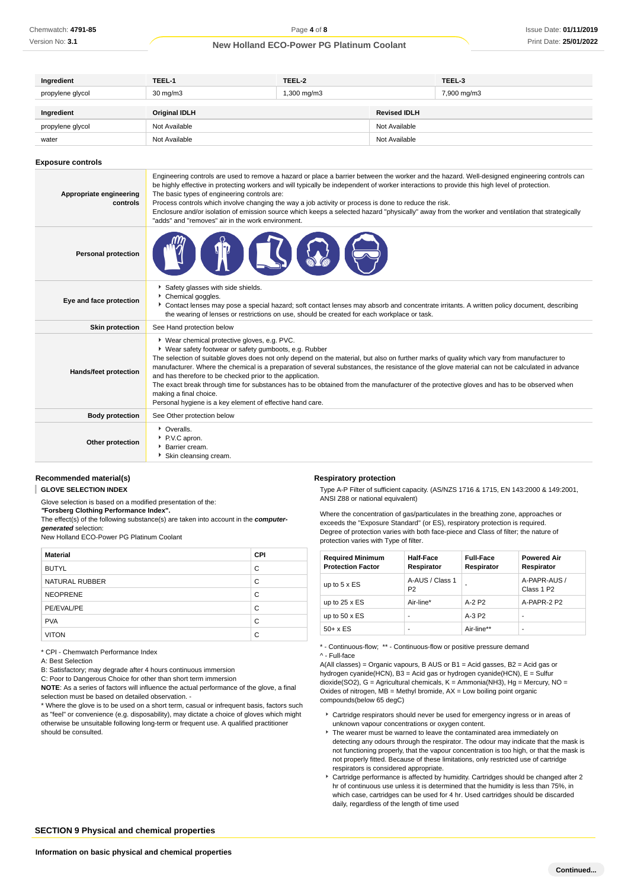| Ingredient | TEEL-1 | TEEL-2 | TEEL-3 |
|---|---|---|---|
| propylene glycol | 30 mg/m3 | 1,300 mg/m3 | 7,900 mg/m3 |

| Ingredient | Original IDLH | Revised IDLH |
|---|---|---|
| propylene glycol | Not Available | Not Available |
| water | Not Available | Not Available |

### Exposure controls

| | |
|---|---|
| **Appropriate engineering controls** | Engineering controls are used to remove a hazard or place a barrier between the worker and the hazard. Well-designed engineering controls can be highly effective in protecting workers and will typically be independent of worker interactions to provide this high level of protection. The basic types of engineering controls are: Process controls which involve changing the way a job activity or process is done to reduce the risk. Enclosure and/or isolation of emission source which keeps a selected hazard "physically" away from the worker and ventilation that strategically "adds" and "removes" air in the work environment. |
| **Personal protection** | |
| **Eye and face protection** | ▸ Safety glasses with side shields.<br>▸ Chemical goggles.<br>▸ Contact lenses may pose a special hazard; soft contact lenses may absorb and concentrate irritants. A written policy document, describing the wearing of lenses or restrictions on use, should be created for each workplace or task. |
| **Skin protection** | See Hand protection below |
| **Hands/feet protection** | ▸ Wear chemical protective gloves, e.g. PVC.<br>▸ Wear safety footwear or safety gumboots, e.g. Rubber<br>The selection of suitable gloves does not only depend on the material, but also on further marks of quality which vary from manufacturer to manufacturer. Where the chemical is a preparation of several substances, the resistance of the glove material can not be calculated in advance and has therefore to be checked prior to the application.<br>The exact break through time for substances has to be obtained from the manufacturer of the protective gloves and has to be observed when making a final choice.<br>Personal hygiene is a key element of effective hand care. |
| **Body protection** | See Other protection below |
| **Other protection** | ▸ Overalls.<br>▸ P.V.C apron.<br>▸ Barrier cream.<br>▸ Skin cleansing cream. |

### Recommended material(s)

**GLOVE SELECTION INDEX**

Glove selection is based on a modified presentation of the:
***"Forsberg Clothing Performance Index".***
The effect(s) of the following substance(s) are taken into account in the ***computer-generated*** selection:
New Holland ECO-Power PG Platinum Coolant

| Material | CPI |
|---|---|
| BUTYL | C |
| NATURAL RUBBER | C |
| NEOPRENE | C |
| PE/EVAL/PE | C |
| PVA | C |
| VITON | C |

* CPI - Chemwatch Performance Index
A: Best Selection
B: Satisfactory; may degrade after 4 hours continuous immersion
C: Poor to Dangerous Choice for other than short term immersion
**NOTE**: As a series of factors will influence the actual performance of the glove, a final selection must be based on detailed observation. -
* Where the glove is to be used on a short term, casual or infrequent basis, factors such as "feel" or convenience (e.g. disposability), may dictate a choice of gloves which might otherwise be unsuitable following long-term or frequent use. A qualified practitioner should be consulted.

### Respiratory protection

Type A-P Filter of sufficient capacity. (AS/NZS 1716 & 1715, EN 143:2000 & 149:2001, ANSI Z88 or national equivalent)

Where the concentration of gas/particulates in the breathing zone, approaches or exceeds the "Exposure Standard" (or ES), respiratory protection is required.
Degree of protection varies with both face-piece and Class of filter; the nature of protection varies with Type of filter.

| Required Minimum Protection Factor | Half-Face Respirator | Full-Face Respirator | Powered Air Respirator |
|---|---|---|---|
| up to 5 x ES | A-AUS / Class 1 P2 | - | A-PAPR-AUS / Class 1 P2 |
| up to 25 x ES | Air-line* | A-2 P2 | A-PAPR-2 P2 |
| up to 50 x ES | - | A-3 P2 | - |
| 50+ x ES | - | Air-line** | - |

* - Continuous-flow; ** - Continuous-flow or positive pressure demand
^ - Full-face
A(All classes) = Organic vapours, B AUS or B1 = Acid gasses, B2 = Acid gas or hydrogen cyanide(HCN), B3 = Acid gas or hydrogen cyanide(HCN), E = Sulfur dioxide(SO2), G = Agricultural chemicals, K = Ammonia(NH3), Hg = Mercury, NO = Oxides of nitrogen, MB = Methyl bromide, AX = Low boiling point organic compounds(below 65 degC)

- Cartridge respirators should never be used for emergency ingress or in areas of unknown vapour concentrations or oxygen content.
- The wearer must be warned to leave the contaminated area immediately on detecting any odours through the respirator. The odour may indicate that the mask is not functioning properly, that the vapour concentration is too high, or that the mask is not properly fitted. Because of these limitations, only restricted use of cartridge respirators is considered appropriate.
- Cartridge performance is affected by humidity. Cartridges should be changed after 2 hr of continuous use unless it is determined that the humidity is less than 75%, in which case, cartridges can be used for 4 hr. Used cartridges should be discarded daily, regardless of the length of time used

## SECTION 9 Physical and chemical properties

### Information on basic physical and chemical properties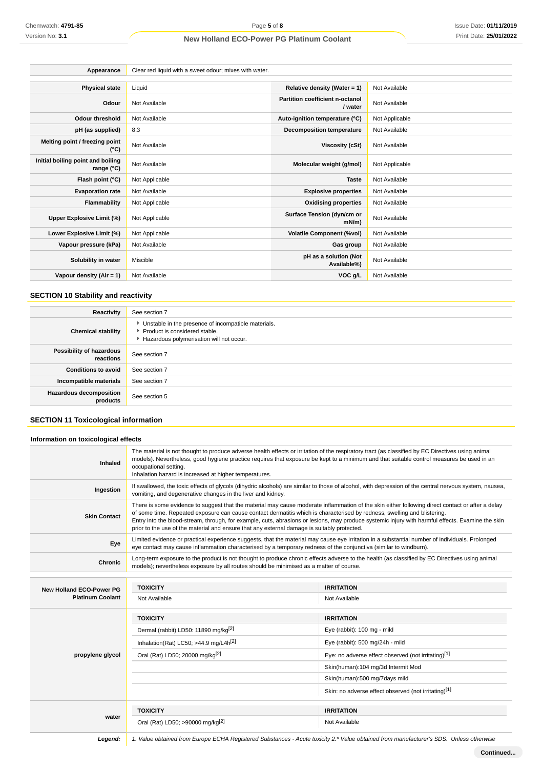| | |
|---|---|
| **Appearance** | Clear red liquid with a sweet odour; mixes with water. |

| | | | |
|---|---|---|---|
| **Physical state** | Liquid | **Relative density (Water = 1)** | Not Available |
| **Odour** | Not Available | **Partition coefficient n-octanol / water** | Not Available |
| **Odour threshold** | Not Available | **Auto-ignition temperature (°C)** | Not Applicable |
| **pH (as supplied)** | 8.3 | **Decomposition temperature** | Not Available |
| **Melting point / freezing point (°C)** | Not Available | **Viscosity (cSt)** | Not Available |
| **Initial boiling point and boiling range (°C)** | Not Available | **Molecular weight (g/mol)** | Not Applicable |
| **Flash point (°C)** | Not Applicable | **Taste** | Not Available |
| **Evaporation rate** | Not Available | **Explosive properties** | Not Available |
| **Flammability** | Not Applicable | **Oxidising properties** | Not Available |
| **Upper Explosive Limit (%)** | Not Applicable | **Surface Tension (dyn/cm or mN/m)** | Not Available |
| **Lower Explosive Limit (%)** | Not Applicable | **Volatile Component (%vol)** | Not Available |
| **Vapour pressure (kPa)** | Not Available | **Gas group** | Not Available |
| **Solubility in water** | Miscible | **pH as a solution (Not Available%)** | Not Available |
| **Vapour density (Air = 1)** | Not Available | **VOC g/L** | Not Available |

## SECTION 10 Stability and reactivity

| | |
|---|---|
| **Reactivity** | See section 7 |
| **Chemical stability** | ▸ Unstable in the presence of incompatible materials.<br>▸ Product is considered stable.<br>▸ Hazardous polymerisation will not occur. |
| **Possibility of hazardous reactions** | See section 7 |
| **Conditions to avoid** | See section 7 |
| **Incompatible materials** | See section 7 |
| **Hazardous decomposition products** | See section 5 |

## SECTION 11 Toxicological information

### Information on toxicological effects

| | |
|---|---|
| **Inhaled** | The material is not thought to produce adverse health effects or irritation of the respiratory tract (as classified by EC Directives using animal models). Nevertheless, good hygiene practice requires that exposure be kept to a minimum and that suitable control measures be used in an occupational setting.<br>Inhalation hazard is increased at higher temperatures. |
| **Ingestion** | If swallowed, the toxic effects of glycols (dihydric alcohols) are similar to those of alcohol, with depression of the central nervous system, nausea, vomiting, and degenerative changes in the liver and kidney. |
| **Skin Contact** | There is some evidence to suggest that the material may cause moderate inflammation of the skin either following direct contact or after a delay of some time. Repeated exposure can cause contact dermatitis which is characterised by redness, swelling and blistering.<br>Entry into the blood-stream, through, for example, cuts, abrasions or lesions, may produce systemic injury with harmful effects. Examine the skin prior to the use of the material and ensure that any external damage is suitably protected. |
| **Eye** | Limited evidence or practical experience suggests, that the material may cause eye irritation in a substantial number of individuals. Prolonged eye contact may cause inflammation characterised by a temporary redness of the conjunctiva (similar to windburn). |
| **Chronic** | Long-term exposure to the product is not thought to produce chronic effects adverse to the health (as classified by EC Directives using animal models); nevertheless exposure by all routes should be minimised as a matter of course. |

| | TOXICITY | IRRITATION |
|---|---|---|
| **New Holland ECO-Power PG Platinum Coolant** | Not Available | Not Available |
| **propylene glycol** | **TOXICITY** | **IRRITATION** |
| | Dermal (rabbit) LD50: 11890 mg/kg[2] | Eye (rabbit): 100 mg - mild |
| | Inhalation(Rat) LC50; >44.9 mg/L4h[2] | Eye (rabbit): 500 mg/24h - mild |
| | Oral (Rat) LD50; 20000 mg/kg[2] | Eye: no adverse effect observed (not irritating)[1] |
| | | Skin(human):104 mg/3d Intermit Mod |
| | | Skin(human):500 mg/7days mild |
| | | Skin: no adverse effect observed (not irritating)[1] |
| **water** | **TOXICITY** | **IRRITATION** |
| | Oral (Rat) LD50; >90000 mg/kg[2] | Not Available |

| | |
|---|---|
| ***Legend:*** | *1. Value obtained from Europe ECHA Registered Substances - Acute toxicity 2.* Value obtained from manufacturer's SDS. Unless otherwise* |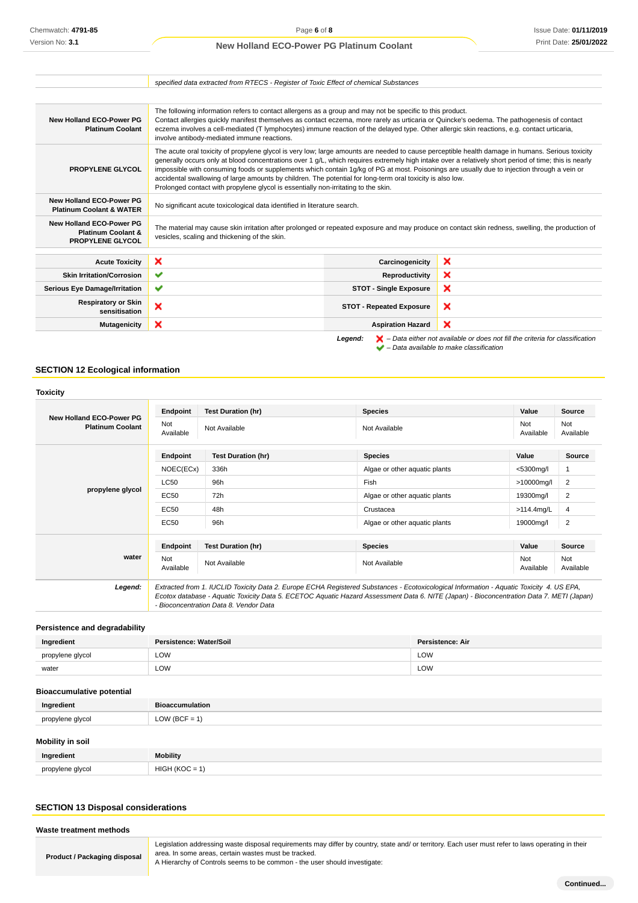| | |
|---|---|
| | *specified data extracted from RTECS - Register of Toxic Effect of chemical Substances* |

| | |
|---|---|
| **New Holland ECO-Power PG Platinum Coolant** | The following information refers to contact allergens as a group and may not be specific to this product. Contact allergies quickly manifest themselves as contact eczema, more rarely as urticaria or Quincke's oedema. The pathogenesis of contact eczema involves a cell-mediated (T lymphocytes) immune reaction of the delayed type. Other allergic skin reactions, e.g. contact urticaria, involve antibody-mediated immune reactions. |
| **PROPYLENE GLYCOL** | The acute oral toxicity of propylene glycol is very low; large amounts are needed to cause perceptible health damage in humans. Serious toxicity generally occurs only at blood concentrations over 1 g/L, which requires extremely high intake over a relatively short period of time; this is nearly impossible with consuming foods or supplements which contain 1g/kg of PG at most. Poisonings are usually due to injection through a vein or accidental swallowing of large amounts by children. The potential for long-term oral toxicity is also low. Prolonged contact with propylene glycol is essentially non-irritating to the skin. |
| **New Holland ECO-Power PG Platinum Coolant & WATER** | No significant acute toxicological data identified in literature search. |
| **New Holland ECO-Power PG Platinum Coolant & PROPYLENE GLYCOL** | The material may cause skin irritation after prolonged or repeated exposure and may produce on contact skin redness, swelling, the production of vesicles, scaling and thickening of the skin. |

| | | | |
|---|---|---|---|
| **Acute Toxicity** | ✘ | **Carcinogenicity** | ✘ |
| **Skin Irritation/Corrosion** | ✔ | **Reproductivity** | ✘ |
| **Serious Eye Damage/Irritation** | ✔ | **STOT - Single Exposure** | ✘ |
| **Respiratory or Skin sensitisation** | ✘ | **STOT - Repeated Exposure** | ✘ |
| **Mutagenicity** | ✘ | **Aspiration Hazard** | ✘ |

***Legend:*** ✘ *– Data either not available or does not fill the criteria for classification*
✔ *– Data available to make classification*

## SECTION 12 Ecological information

### Toxicity

**New Holland ECO-Power PG Platinum Coolant**

| Endpoint | Test Duration (hr) | Species | Value | Source |
|---|---|---|---|---|
| Not Available | Not Available | Not Available | Not Available | Not Available |

**propylene glycol**

| Endpoint | Test Duration (hr) | Species | Value | Source |
|---|---|---|---|---|
| NOEC(ECx) | 336h | Algae or other aquatic plants | <5300mg/l | 1 |
| LC50 | 96h | Fish | >10000mg/l | 2 |
| EC50 | 72h | Algae or other aquatic plants | 19300mg/l | 2 |
| EC50 | 48h | Crustacea | >114.4mg/L | 4 |
| EC50 | 96h | Algae or other aquatic plants | 19000mg/l | 2 |

**water**

| Endpoint | Test Duration (hr) | Species | Value | Source |
|---|---|---|---|---|
| Not Available | Not Available | Not Available | Not Available | Not Available |

***Legend:*** *Extracted from 1. IUCLID Toxicity Data 2. Europe ECHA Registered Substances - Ecotoxicological Information - Aquatic Toxicity 4. US EPA, Ecotox database - Aquatic Toxicity Data 5. ECETOC Aquatic Hazard Assessment Data 6. NITE (Japan) - Bioconcentration Data 7. METI (Japan) - Bioconcentration Data 8. Vendor Data*

### Persistence and degradability

| Ingredient | Persistence: Water/Soil | Persistence: Air |
|---|---|---|
| propylene glycol | LOW | LOW |
| water | LOW | LOW |

### Bioaccumulative potential

| Ingredient | Bioaccumulation |
|---|---|
| propylene glycol | LOW (BCF = 1) |

### Mobility in soil

| Ingredient | Mobility |
|---|---|
| propylene glycol | HIGH (KOC = 1) |

## SECTION 13 Disposal considerations

### Waste treatment methods

| | |
|---|---|
| **Product / Packaging disposal** | Legislation addressing waste disposal requirements may differ by country, state and/ or territory. Each user must refer to laws operating in their area. In some areas, certain wastes must be tracked. A Hierarchy of Controls seems to be common - the user should investigate: |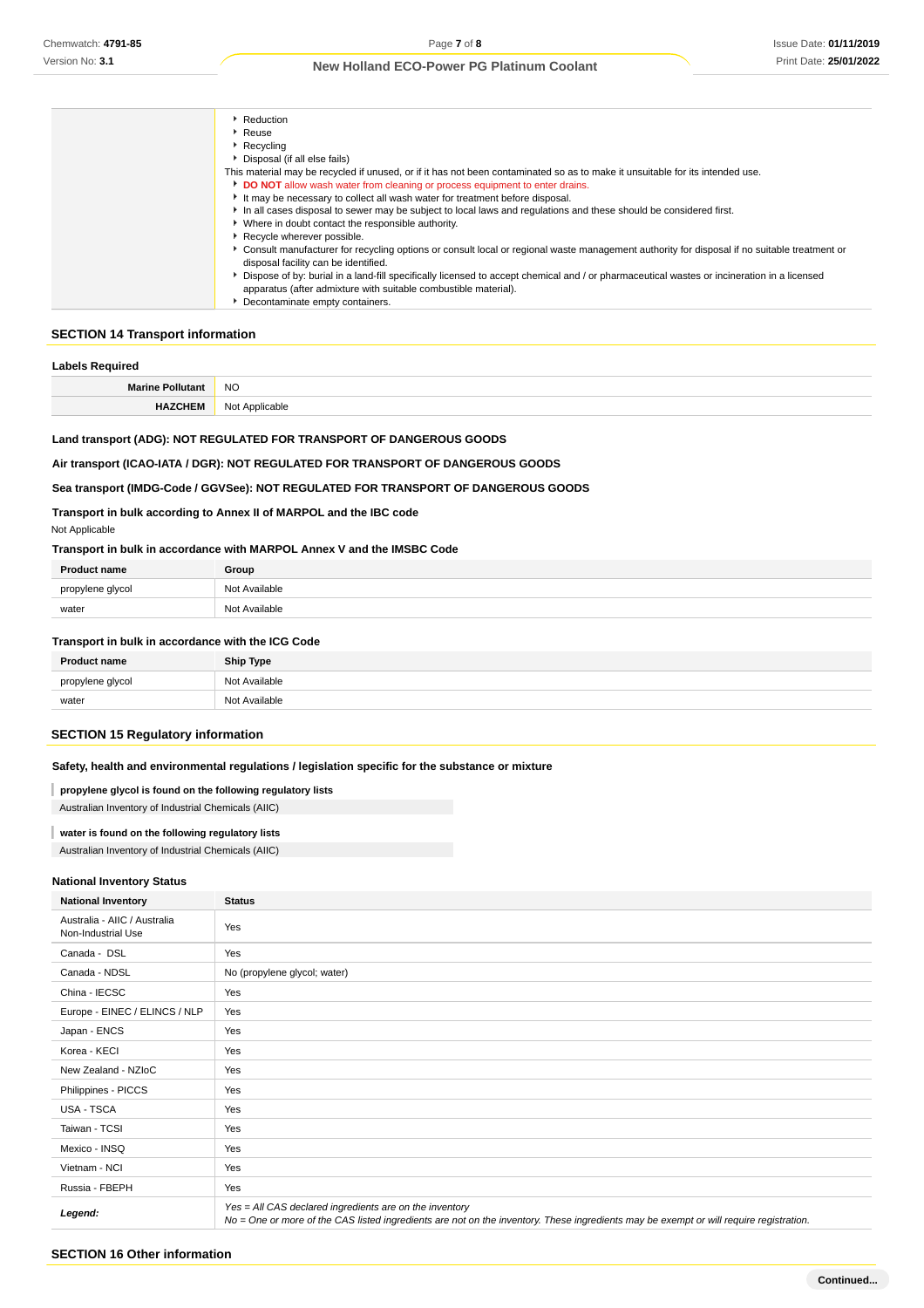| | |
|---|---|
| | - Reduction<br>- Reuse<br>- Recycling<br>- Disposal (if all else fails)<br>This material may be recycled if unused, or if it has not been contaminated so as to make it unsuitable for its intended use.<br>- **DO NOT** allow wash water from cleaning or process equipment to enter drains.<br>- It may be necessary to collect all wash water for treatment before disposal.<br>- In all cases disposal to sewer may be subject to local laws and regulations and these should be considered first.<br>- Where in doubt contact the responsible authority.<br>- Recycle wherever possible.<br>- Consult manufacturer for recycling options or consult local or regional waste management authority for disposal if no suitable treatment or disposal facility can be identified.<br>- Dispose of by: burial in a land-fill specifically licensed to accept chemical and / or pharmaceutical wastes or incineration in a licensed apparatus (after admixture with suitable combustible material).<br>- Decontaminate empty containers. |

## SECTION 14 Transport information

### Labels Required

| | |
|---|---|
| **Marine Pollutant** | NO |
| **HAZCHEM** | Not Applicable |

**Land transport (ADG): NOT REGULATED FOR TRANSPORT OF DANGEROUS GOODS**

**Air transport (ICAO-IATA / DGR): NOT REGULATED FOR TRANSPORT OF DANGEROUS GOODS**

**Sea transport (IMDG-Code / GGVSee): NOT REGULATED FOR TRANSPORT OF DANGEROUS GOODS**

**Transport in bulk according to Annex II of MARPOL and the IBC code**

Not Applicable

**Transport in bulk in accordance with MARPOL Annex V and the IMSBC Code**

| Product name | Group |
|---|---|
| propylene glycol | Not Available |
| water | Not Available |

**Transport in bulk in accordance with the ICG Code**

| Product name | Ship Type |
|---|---|
| propylene glycol | Not Available |
| water | Not Available |

## SECTION 15 Regulatory information

**Safety, health and environmental regulations / legislation specific for the substance or mixture**

**propylene glycol is found on the following regulatory lists**

Australian Inventory of Industrial Chemicals (AIIC)

**water is found on the following regulatory lists**

Australian Inventory of Industrial Chemicals (AIIC)

### National Inventory Status

| National Inventory | Status |
|---|---|
| Australia - AIIC / Australia Non-Industrial Use | Yes |
| Canada - DSL | Yes |
| Canada - NDSL | No (propylene glycol; water) |
| China - IECSC | Yes |
| Europe - EINEC / ELINCS / NLP | Yes |
| Japan - ENCS | Yes |
| Korea - KECI | Yes |
| New Zealand - NZIoC | Yes |
| Philippines - PICCS | Yes |
| USA - TSCA | Yes |
| Taiwan - TCSI | Yes |
| Mexico - INSQ | Yes |
| Vietnam - NCI | Yes |
| Russia - FBEPH | Yes |
| ***Legend:*** | *Yes = All CAS declared ingredients are on the inventory*<br>*No = One or more of the CAS listed ingredients are not on the inventory. These ingredients may be exempt or will require registration.* |

## SECTION 16 Other information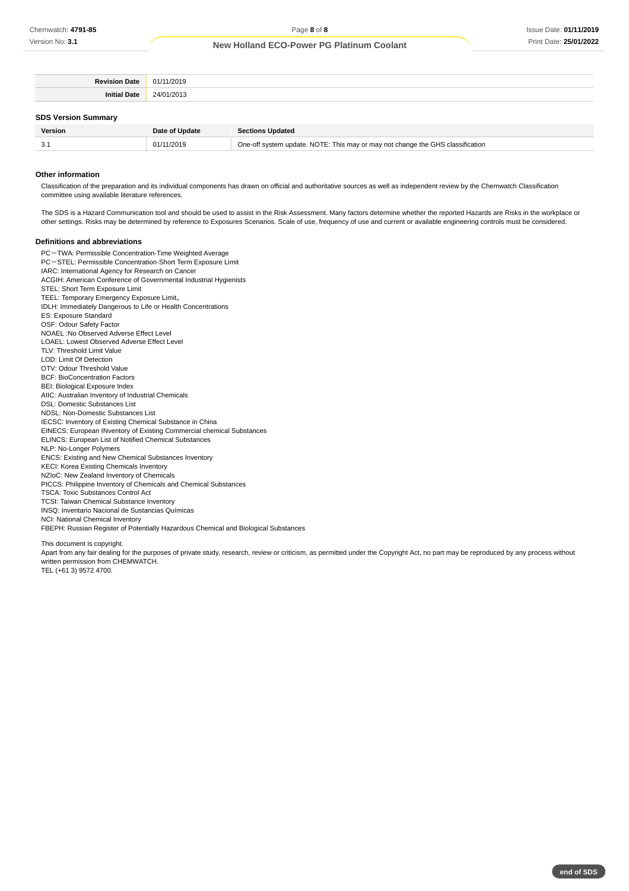| | |
|---|---|
| **Revision Date** | 01/11/2019 |
| **Initial Date** | 24/01/2013 |

### SDS Version Summary

| Version | Date of Update | Sections Updated |
|---|---|---|
| 3.1 | 01/11/2019 | One-off system update. NOTE: This may or may not change the GHS classification |

### Other information

Classification of the preparation and its individual components has drawn on official and authoritative sources as well as independent review by the Chemwatch Classification committee using available literature references.

The SDS is a Hazard Communication tool and should be used to assist in the Risk Assessment. Many factors determine whether the reported Hazards are Risks in the workplace or other settings. Risks may be determined by reference to Exposures Scenarios. Scale of use, frequency of use and current or available engineering controls must be considered.

### Definitions and abbreviations

PC－TWA: Permissible Concentration-Time Weighted Average
PC－STEL: Permissible Concentration-Short Term Exposure Limit
IARC: International Agency for Research on Cancer
ACGIH: American Conference of Governmental Industrial Hygienists
STEL: Short Term Exposure Limit
TEEL: Temporary Emergency Exposure Limit。
IDLH: Immediately Dangerous to Life or Health Concentrations
ES: Exposure Standard
OSF: Odour Safety Factor
NOAEL :No Observed Adverse Effect Level
LOAEL: Lowest Observed Adverse Effect Level
TLV: Threshold Limit Value
LOD: Limit Of Detection
OTV: Odour Threshold Value
BCF: BioConcentration Factors
BEI: Biological Exposure Index
AIIC: Australian Inventory of Industrial Chemicals
DSL: Domestic Substances List
NDSL: Non-Domestic Substances List
IECSC: Inventory of Existing Chemical Substance in China
EINECS: European INventory of Existing Commercial chemical Substances
ELINCS: European List of Notified Chemical Substances
NLP: No-Longer Polymers
ENCS: Existing and New Chemical Substances Inventory
KECI: Korea Existing Chemicals Inventory
NZIoC: New Zealand Inventory of Chemicals
PICCS: Philippine Inventory of Chemicals and Chemical Substances
TSCA: Toxic Substances Control Act
TCSI: Taiwan Chemical Substance Inventory
INSQ: Inventario Nacional de Sustancias Químicas
NCI: National Chemical Inventory
FBEPH: Russian Register of Potentially Hazardous Chemical and Biological Substances

This document is copyright.
Apart from any fair dealing for the purposes of private study, research, review or criticism, as permitted under the Copyright Act, no part may be reproduced by any process without written permission from CHEMWATCH.
TEL (+61 3) 9572 4700.

end of SDS